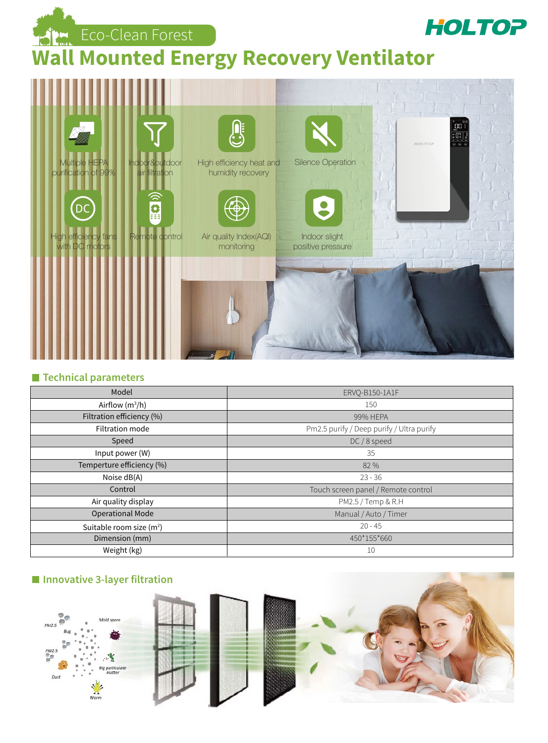Eco-Clean Forest

HOLTOP

# Wall Mounted Energy Recovery Ventilator

Multiple HEPA purification of 99%

Indoor&outdoor air filtration

High efficiency heat and humidity recovery

Silence Operation

High efficiency fans with DC motors

Remote control

Air quality Index(AQI) monitoring

Indoor slight positive pressure

## Technical parameters

| | |
|---|---|
| Model | ERVQ-B150-1A1F |
| Airflow (m³/h) | 150 |
| Filtration efficiency (%) | 99% HEPA |
| Filtration mode | Pm2.5 purify / Deep purify / Ultra purify |
| Speed | DC / 8 speed |
| Input power (W) | 35 |
| Temperture efficiency (%) | 82 % |
| Noise dB(A) | 23 - 36 |
| Control | Touch screen panel / Remote control |
| Air quality display | PM2.5 / Temp & R.H |
| Operational Mode | Manual / Auto / Timer |
| Suitable room size (m²) | 20 - 45 |
| Dimension (mm) | 450*155*660 |
| Weight (kg) | 10 |

## Innovative 3-layer filtration

PM2.5
Bug
PM2.5
Dust
Mold spore
Big particulate matter
Worm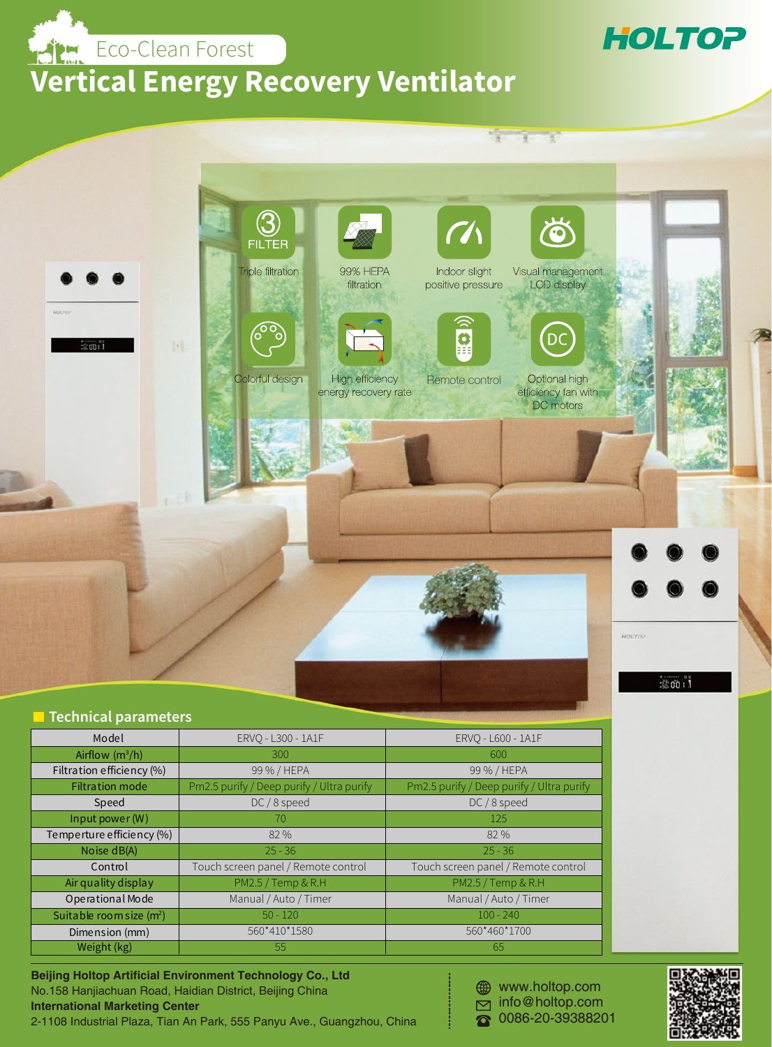# Eco-Clean Forest

# Vertical Energy Recovery Ventilator

HOLTOP

- Triple filtration
- 99% HEPA filtration
- Indoor slight positive pressure
- Visual management LCD display
- Colorful design
- High efficiency energy recovery rate
- Remote control
- Optional high efficiency fan with DC motors

## Technical parameters

| Model | ERVQ - L300 - 1A1F | ERVQ - L600 - 1A1F |
|---|---|---|
| Airflow ($m^3$/h) | 300 | 600 |
| Filtration efficiency (%) | 99 % / HEPA | 99 % / HEPA |
| Filtration mode | Pm2.5 purify / Deep purify / Ultra purify | Pm2.5 purify / Deep purify / Ultra purify |
| Speed | DC / 8 speed | DC / 8 speed |
| Input power (W) | 70 | 125 |
| Temperture efficiency (%) | 82 % | 82 % |
| Noise dB(A) | 25 - 36 | 25 - 36 |
| Control | Touch screen panel / Remote control | Touch screen panel / Remote control |
| Air quality display | PM2.5 / Temp & R.H | PM2.5 / Temp & R.H |
| Operational Mode | Manual / Auto / Timer | Manual / Auto / Timer |
| Suitable room size ($m^2$) | 50 - 120 | 100 - 240 |
| Dimension (mm) | 560\*410\*1580 | 560\*460\*1700 |
| Weight (kg) | 55 | 65 |

**Beijing Holtop Artificial Environment Technology Co., Ltd**
No.158 Hanjiachuan Road, Haidian District, Beijing China
**International Marketing Center**
2-1108 Industrial Plaza, Tian An Park, 555 Panyu Ave., Guangzhou, China

www.holtop.com
info@holtop.com
0086-20-39388201